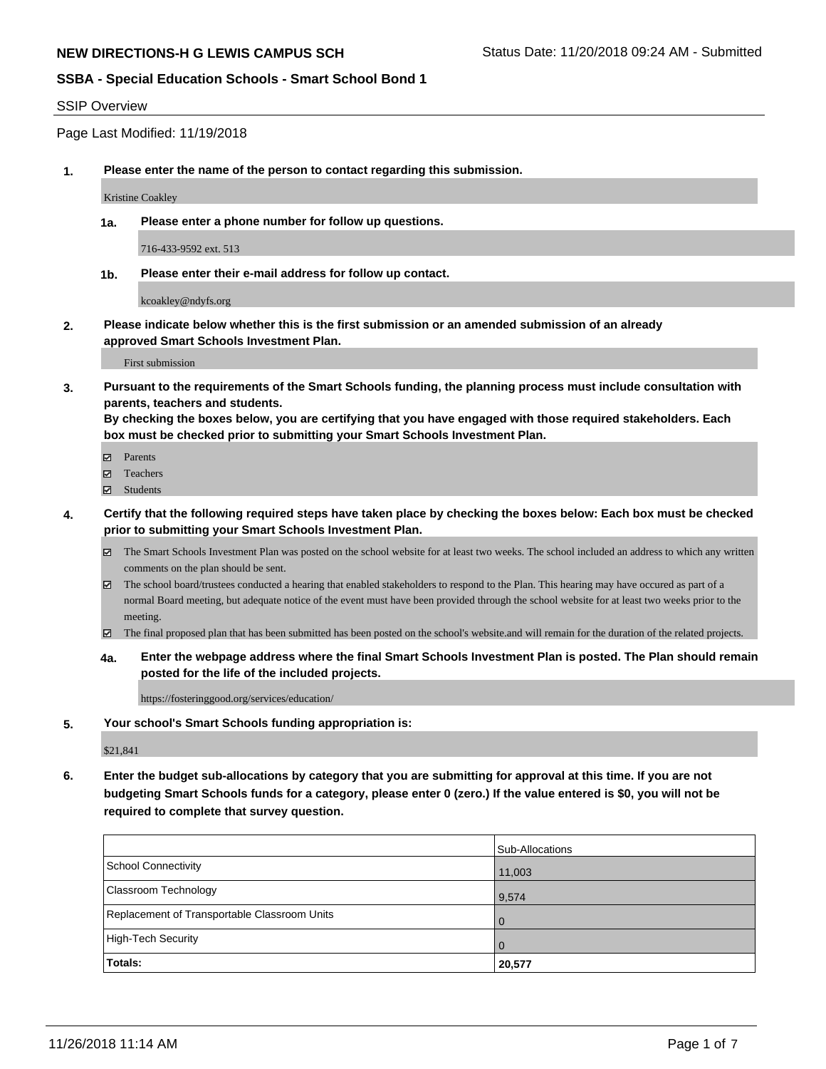**NEW DIRECTIONS-H G LEWIS CAMPUS SCH** Status Date: 11/20/2018 09:24 AM - Submitted

**SSBA - Special Education Schools - Smart School Bond 1**

SSIP Overview

Page Last Modified: 11/19/2018

1. **Please enter the name of the person to contact regarding this submission.**

   Kristine Coakley

   1a. **Please enter a phone number for follow up questions.**

   716-433-9592 ext. 513

   1b. **Please enter their e-mail address for follow up contact.**

   kcoakley@ndyfs.org

2. **Please indicate below whether this is the first submission or an amended submission of an already approved Smart Schools Investment Plan.**

   First submission

3. **Pursuant to the requirements of the Smart Schools funding, the planning process must include consultation with parents, teachers and students.**
   **By checking the boxes below, you are certifying that you have engaged with those required stakeholders. Each box must be checked prior to submitting your Smart Schools Investment Plan.**

   - ☑ Parents
   - ☑ Teachers
   - ☑ Students

4. **Certify that the following required steps have taken place by checking the boxes below: Each box must be checked prior to submitting your Smart Schools Investment Plan.**

   - ☑ The Smart Schools Investment Plan was posted on the school website for at least two weeks. The school included an address to which any written comments on the plan should be sent.
   - ☑ The school board/trustees conducted a hearing that enabled stakeholders to respond to the Plan. This hearing may have occured as part of a normal Board meeting, but adequate notice of the event must have been provided through the school website for at least two weeks prior to the meeting.
   - ☑ The final proposed plan that has been submitted has been posted on the school's website.and will remain for the duration of the related projects.

   4a. **Enter the webpage address where the final Smart Schools Investment Plan is posted. The Plan should remain posted for the life of the included projects.**

   https://fosteringgood.org/services/education/

5. **Your school's Smart Schools funding appropriation is:**

   $21,841

6. **Enter the budget sub-allocations by category that you are submitting for approval at this time. If you are not budgeting Smart Schools funds for a category, please enter 0 (zero.) If the value entered is $0, you will not be required to complete that survey question.**

|  | Sub-Allocations |
|---|---|
| School Connectivity | 11,003 |
| Classroom Technology | 9,574 |
| Replacement of Transportable Classroom Units | 0 |
| High-Tech Security | 0 |
| **Totals:** | **20,577** |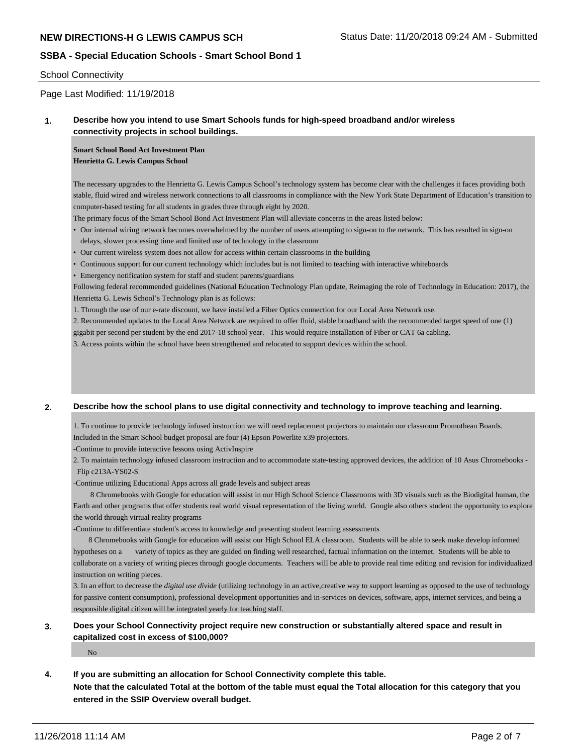**NEW DIRECTIONS-H G LEWIS CAMPUS SCH** Status Date: 11/20/2018 09:24 AM - Submitted

**SSBA - Special Education Schools - Smart School Bond 1**

School Connectivity

Page Last Modified: 11/19/2018

**1. Describe how you intend to use Smart Schools funds for high-speed broadband and/or wireless connectivity projects in school buildings.**

**Smart School Bond Act Investment Plan**
**Henrietta G. Lewis Campus School**

The necessary upgrades to the Henrietta G. Lewis Campus School's technology system has become clear with the challenges it faces providing both stable, fluid wired and wireless network connections to all classrooms in compliance with the New York State Department of Education's transition to computer-based testing for all students in grades three through eight by 2020.

The primary focus of the Smart School Bond Act Investment Plan will alleviate concerns in the areas listed below:

- Our internal wiring network becomes overwhelmed by the number of users attempting to sign-on to the network. This has resulted in sign-on delays, slower processing time and limited use of technology in the classroom
- Our current wireless system does not allow for access within certain classrooms in the building
- Continuous support for our current technology which includes but is not limited to teaching with interactive whiteboards
- Emergency notification system for staff and student parents/guardians

Following federal recommended guidelines (National Education Technology Plan update, Reimaging the role of Technology in Education: 2017), the Henrietta G. Lewis School's Technology plan is as follows:

1. Through the use of our e-rate discount, we have installed a Fiber Optics connection for our Local Area Network use.
2. Recommended updates to the Local Area Network are required to offer fluid, stable broadband with the recommended target speed of one (1) gigabit per second per student by the end 2017-18 school year. This would require installation of Fiber or CAT 6a cabling.
3. Access points within the school have been strengthened and relocated to support devices within the school.

**2. Describe how the school plans to use digital connectivity and technology to improve teaching and learning.**

1. To continue to provide technology infused instruction we will need replacement projectors to maintain our classroom Promothean Boards. Included in the Smart School budget proposal are four (4) Epson Powerlite x39 projectors.

-Continue to provide interactive lessons using ActivInspire

2. To maintain technology infused classroom instruction and to accommodate state-testing approved devices, the addition of 10 Asus Chromebooks - Flip c213A-YS02-S

-Continue utilizing Educational Apps across all grade levels and subject areas

8 Chromebooks with Google for education will assist in our High School Science Classrooms with 3D visuals such as the Biodigital human, the Earth and other programs that offer students real world visual representation of the living world. Google also others student the opportunity to explore the world through virtual reality programs

-Continue to differentiate student's access to knowledge and presenting student learning assessments

8 Chromebooks with Google for education will assist our High School ELA classroom. Students will be able to seek make develop informed hypotheses on a variety of topics as they are guided on finding well researched, factual information on the internet. Students will be able to collaborate on a variety of writing pieces through google documents. Teachers will be able to provide real time editing and revision for individualized instruction on writing pieces.

3. In an effort to decrease the *digital use divide* (utilizing technology in an active,creative way to support learning as opposed to the use of technology for passive content consumption), professional development opportunities and in-services on devices, software, apps, internet services, and being a responsible digital citizen will be integrated yearly for teaching staff.

**3. Does your School Connectivity project require new construction or substantially altered space and result in capitalized cost in excess of $100,000?**

No

**4. If you are submitting an allocation for School Connectivity complete this table.**
**Note that the calculated Total at the bottom of the table must equal the Total allocation for this category that you entered in the SSIP Overview overall budget.**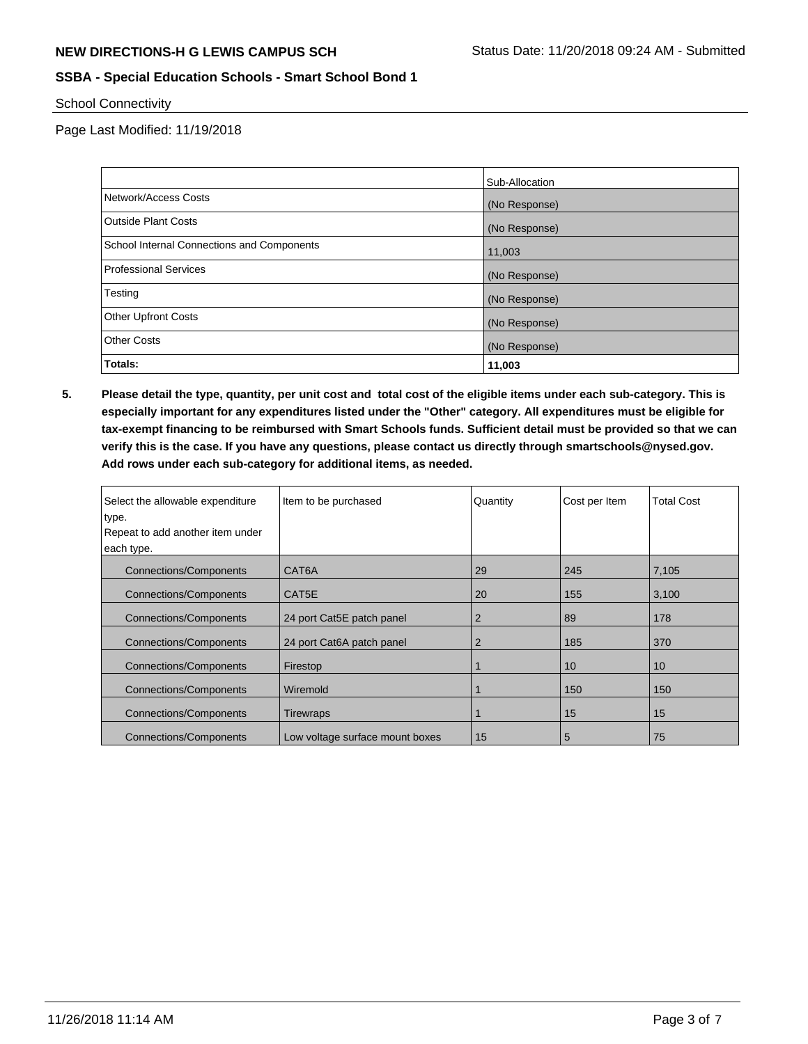**NEW DIRECTIONS-H G LEWIS CAMPUS SCH**

Status Date: 11/20/2018 09:24 AM - Submitted

**SSBA - Special Education Schools - Smart School Bond 1**

School Connectivity

Page Last Modified: 11/19/2018

| | Sub-Allocation |
|---|---|
| Network/Access Costs | (No Response) |
| Outside Plant Costs | (No Response) |
| School Internal Connections and Components | 11,003 |
| Professional Services | (No Response) |
| Testing | (No Response) |
| Other Upfront Costs | (No Response) |
| Other Costs | (No Response) |
| **Totals:** | **11,003** |

**5. Please detail the type, quantity, per unit cost and total cost of the eligible items under each sub-category. This is especially important for any expenditures listed under the "Other" category. All expenditures must be eligible for tax-exempt financing to be reimbursed with Smart Schools funds. Sufficient detail must be provided so that we can verify this is the case. If you have any questions, please contact us directly through smartschools@nysed.gov. Add rows under each sub-category for additional items, as needed.**

| Select the allowable expenditure type. Repeat to add another item under each type. | Item to be purchased | Quantity | Cost per Item | Total Cost |
|---|---|---|---|---|
| Connections/Components | CAT6A | 29 | 245 | 7,105 |
| Connections/Components | CAT5E | 20 | 155 | 3,100 |
| Connections/Components | 24 port Cat5E patch panel | 2 | 89 | 178 |
| Connections/Components | 24 port Cat6A patch panel | 2 | 185 | 370 |
| Connections/Components | Firestop | 1 | 10 | 10 |
| Connections/Components | Wiremold | 1 | 150 | 150 |
| Connections/Components | Tirewraps | 1 | 15 | 15 |
| Connections/Components | Low voltage surface mount boxes | 15 | 5 | 75 |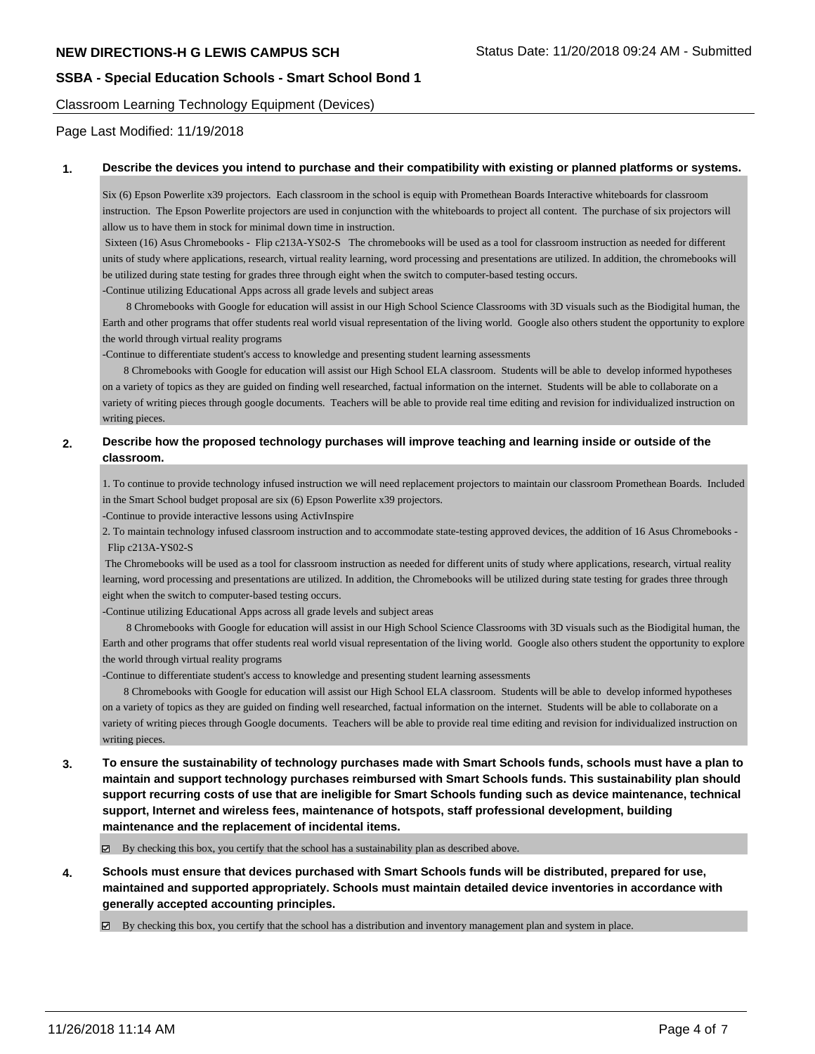**NEW DIRECTIONS-H G LEWIS CAMPUS SCH** Status Date: 11/20/2018 09:24 AM - Submitted

**SSBA - Special Education Schools - Smart School Bond 1**

Classroom Learning Technology Equipment (Devices)

Page Last Modified: 11/19/2018

**1. Describe the devices you intend to purchase and their compatibility with existing or planned platforms or systems.**

Six (6) Epson Powerlite x39 projectors. Each classroom in the school is equip with Promethean Boards Interactive whiteboards for classroom instruction. The Epson Powerlite projectors are used in conjunction with the whiteboards to project all content. The purchase of six projectors will allow us to have them in stock for minimal down time in instruction.

Sixteen (16) Asus Chromebooks - Flip c213A-YS02-S The chromebooks will be used as a tool for classroom instruction as needed for different units of study where applications, research, virtual reality learning, word processing and presentations are utilized. In addition, the chromebooks will be utilized during state testing for grades three through eight when the switch to computer-based testing occurs.

-Continue utilizing Educational Apps across all grade levels and subject areas

8 Chromebooks with Google for education will assist in our High School Science Classrooms with 3D visuals such as the Biodigital human, the Earth and other programs that offer students real world visual representation of the living world. Google also others student the opportunity to explore the world through virtual reality programs

-Continue to differentiate student's access to knowledge and presenting student learning assessments

8 Chromebooks with Google for education will assist our High School ELA classroom. Students will be able to develop informed hypotheses on a variety of topics as they are guided on finding well researched, factual information on the internet. Students will be able to collaborate on a variety of writing pieces through google documents. Teachers will be able to provide real time editing and revision for individualized instruction on writing pieces.

**2. Describe how the proposed technology purchases will improve teaching and learning inside or outside of the classroom.**

1. To continue to provide technology infused instruction we will need replacement projectors to maintain our classroom Promethean Boards. Included in the Smart School budget proposal are six (6) Epson Powerlite x39 projectors.

-Continue to provide interactive lessons using ActivInspire

2. To maintain technology infused classroom instruction and to accommodate state-testing approved devices, the addition of 16 Asus Chromebooks - Flip c213A-YS02-S

The Chromebooks will be used as a tool for classroom instruction as needed for different units of study where applications, research, virtual reality learning, word processing and presentations are utilized. In addition, the Chromebooks will be utilized during state testing for grades three through eight when the switch to computer-based testing occurs.

-Continue utilizing Educational Apps across all grade levels and subject areas

8 Chromebooks with Google for education will assist in our High School Science Classrooms with 3D visuals such as the Biodigital human, the Earth and other programs that offer students real world visual representation of the living world. Google also others student the opportunity to explore the world through virtual reality programs

-Continue to differentiate student's access to knowledge and presenting student learning assessments

8 Chromebooks with Google for education will assist our High School ELA classroom. Students will be able to develop informed hypotheses on a variety of topics as they are guided on finding well researched, factual information on the internet. Students will be able to collaborate on a variety of writing pieces through Google documents. Teachers will be able to provide real time editing and revision for individualized instruction on writing pieces.

**3. To ensure the sustainability of technology purchases made with Smart Schools funds, schools must have a plan to maintain and support technology purchases reimbursed with Smart Schools funds. This sustainability plan should support recurring costs of use that are ineligible for Smart Schools funding such as device maintenance, technical support, Internet and wireless fees, maintenance of hotspots, staff professional development, building maintenance and the replacement of incidental items.**

☑ By checking this box, you certify that the school has a sustainability plan as described above.

**4. Schools must ensure that devices purchased with Smart Schools funds will be distributed, prepared for use, maintained and supported appropriately. Schools must maintain detailed device inventories in accordance with generally accepted accounting principles.**

☑ By checking this box, you certify that the school has a distribution and inventory management plan and system in place.

11/26/2018 11:14 AM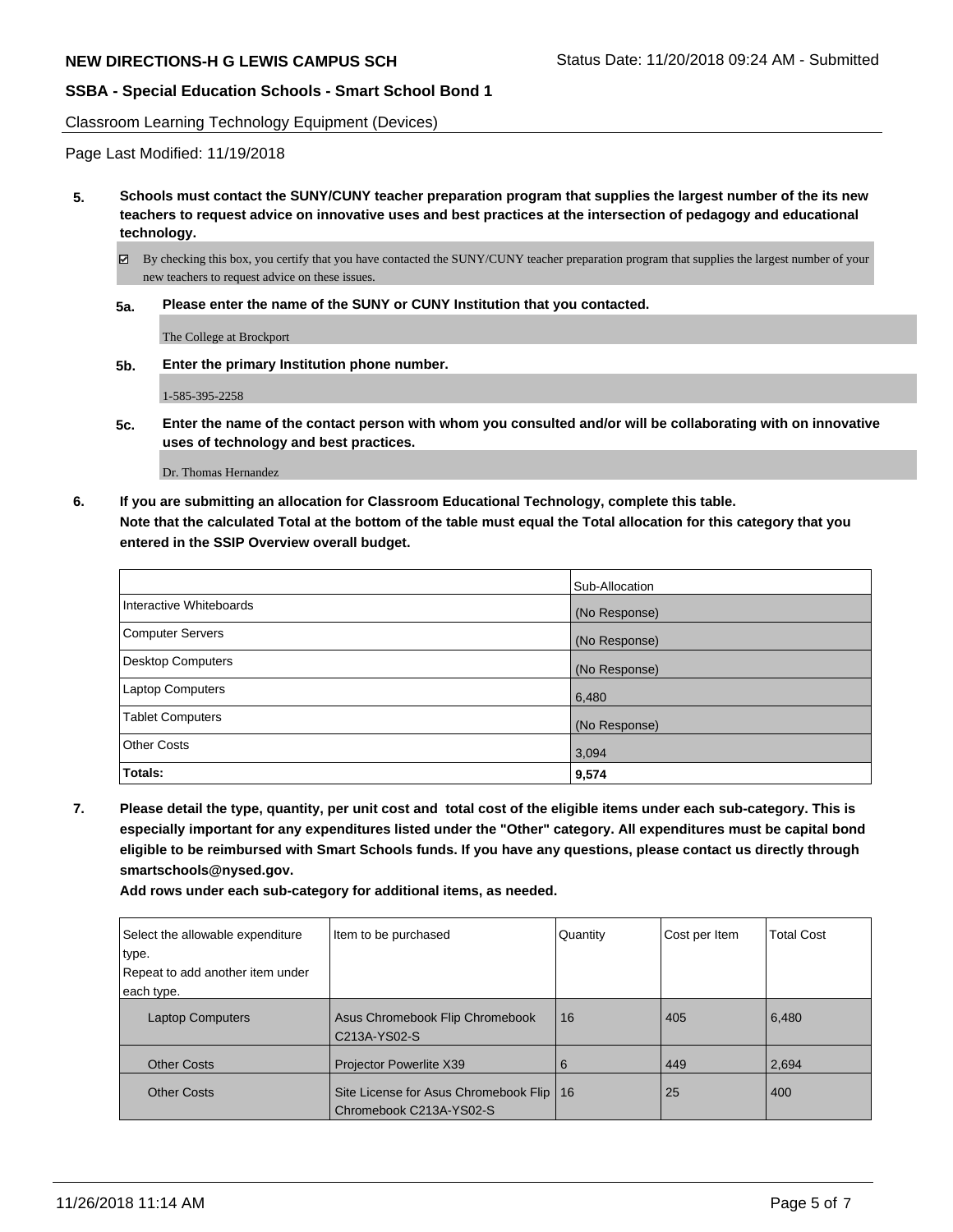Classroom Learning Technology Equipment (Devices)

Page Last Modified: 11/19/2018

**5. Schools must contact the SUNY/CUNY teacher preparation program that supplies the largest number of the its new teachers to request advice on innovative uses and best practices at the intersection of pedagogy and educational technology.**

☑ By checking this box, you certify that you have contacted the SUNY/CUNY teacher preparation program that supplies the largest number of your new teachers to request advice on these issues.

**5a. Please enter the name of the SUNY or CUNY Institution that you contacted.**

The College at Brockport

**5b. Enter the primary Institution phone number.**

1-585-395-2258

**5c. Enter the name of the contact person with whom you consulted and/or will be collaborating with on innovative uses of technology and best practices.**

Dr. Thomas Hernandez

**6. If you are submitting an allocation for Classroom Educational Technology, complete this table.**
**Note that the calculated Total at the bottom of the table must equal the Total allocation for this category that you entered in the SSIP Overview overall budget.**

| | Sub-Allocation |
|---|---|
| Interactive Whiteboards | (No Response) |
| Computer Servers | (No Response) |
| Desktop Computers | (No Response) |
| Laptop Computers | 6,480 |
| Tablet Computers | (No Response) |
| Other Costs | 3,094 |
| **Totals:** | **9,574** |

**7. Please detail the type, quantity, per unit cost and total cost of the eligible items under each sub-category. This is especially important for any expenditures listed under the "Other" category. All expenditures must be capital bond eligible to be reimbursed with Smart Schools funds. If you have any questions, please contact us directly through smartschools@nysed.gov.**
**Add rows under each sub-category for additional items, as needed.**

| Select the allowable expenditure type. Repeat to add another item under each type. | Item to be purchased | Quantity | Cost per Item | Total Cost |
|---|---|---|---|---|
| Laptop Computers | Asus Chromebook Flip Chromebook C213A-YS02-S | 16 | 405 | 6,480 |
| Other Costs | Projector Powerlite X39 | 6 | 449 | 2,694 |
| Other Costs | Site License for Asus Chromebook Flip Chromebook C213A-YS02-S | 16 | 25 | 400 |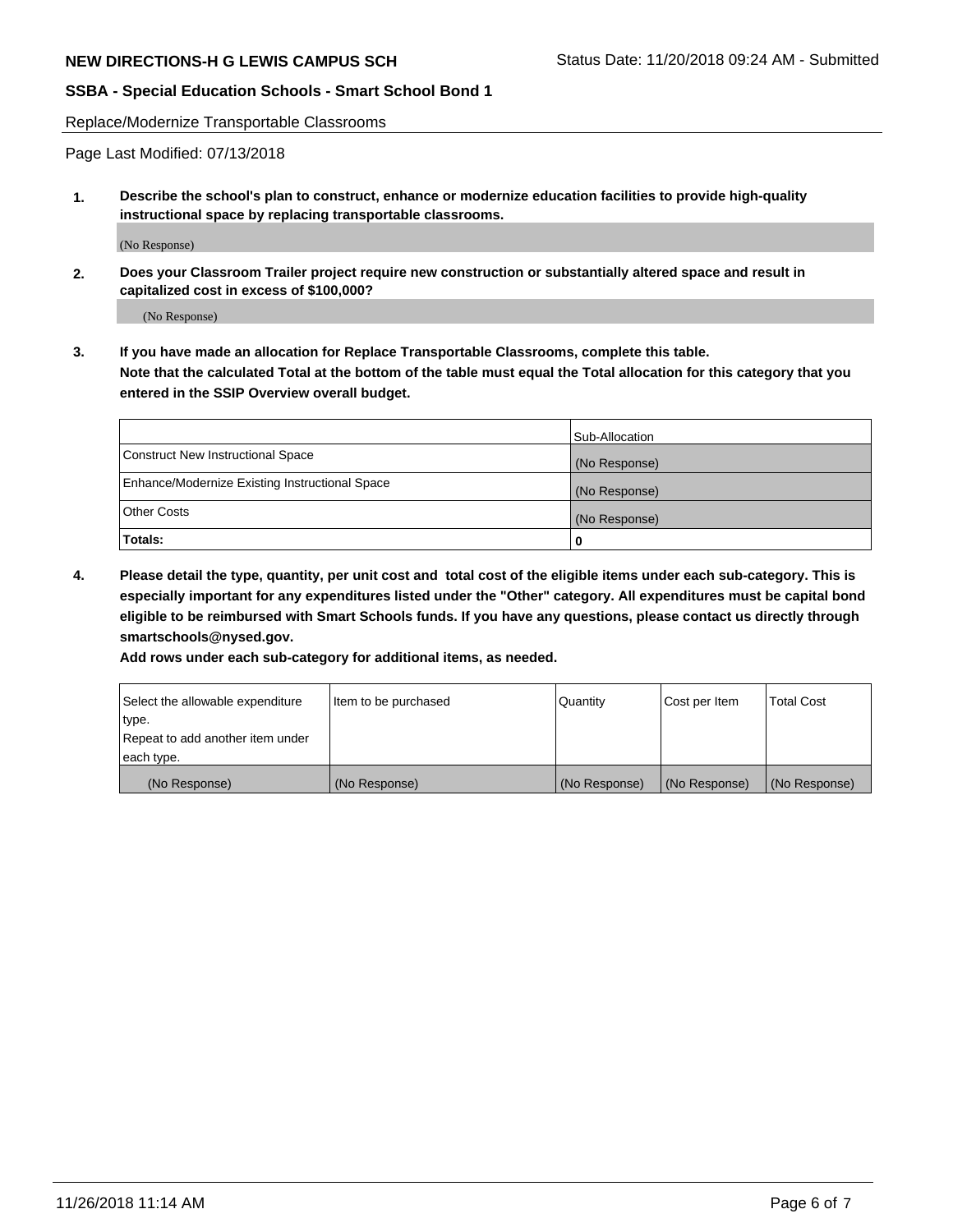Replace/Modernize Transportable Classrooms

Page Last Modified: 07/13/2018

**1. Describe the school's plan to construct, enhance or modernize education facilities to provide high-quality instructional space by replacing transportable classrooms.**

(No Response)

**2. Does your Classroom Trailer project require new construction or substantially altered space and result in capitalized cost in excess of $100,000?**

(No Response)

**3. If you have made an allocation for Replace Transportable Classrooms, complete this table. Note that the calculated Total at the bottom of the table must equal the Total allocation for this category that you entered in the SSIP Overview overall budget.**

| | Sub-Allocation |
|---|---|
| Construct New Instructional Space | (No Response) |
| Enhance/Modernize Existing Instructional Space | (No Response) |
| Other Costs | (No Response) |
| **Totals:** | **0** |

**4. Please detail the type, quantity, per unit cost and total cost of the eligible items under each sub-category. This is especially important for any expenditures listed under the "Other" category. All expenditures must be capital bond eligible to be reimbursed with Smart Schools funds. If you have any questions, please contact us directly through smartschools@nysed.gov.**

**Add rows under each sub-category for additional items, as needed.**

| Select the allowable expenditure type. Repeat to add another item under each type. | Item to be purchased | Quantity | Cost per Item | Total Cost |
|---|---|---|---|---|
| (No Response) | (No Response) | (No Response) | (No Response) | (No Response) |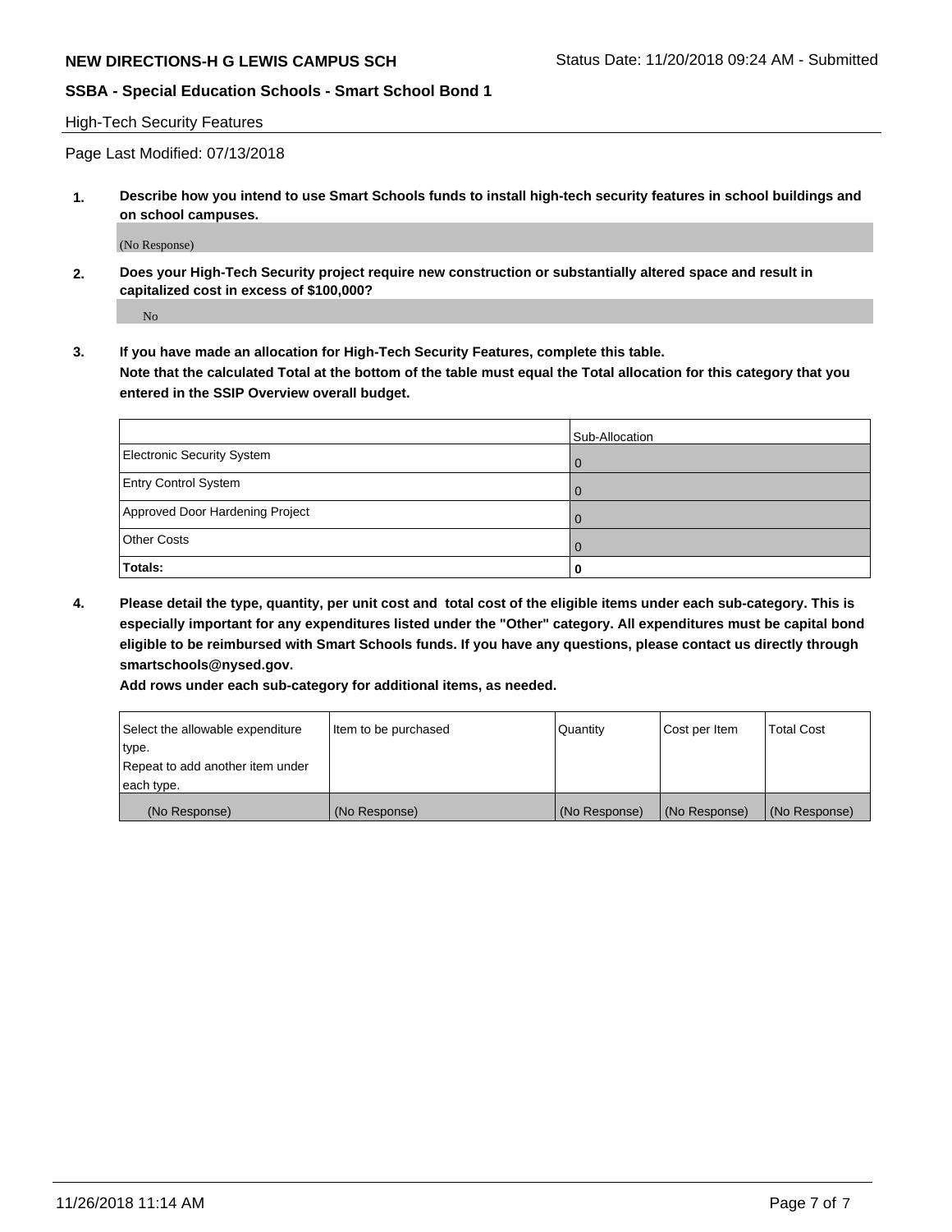High-Tech Security Features

Page Last Modified: 07/13/2018

**1. Describe how you intend to use Smart Schools funds to install high-tech security features in school buildings and on school campuses.**

(No Response)

**2. Does your High-Tech Security project require new construction or substantially altered space and result in capitalized cost in excess of $100,000?**

No

**3. If you have made an allocation for High-Tech Security Features, complete this table.**
**Note that the calculated Total at the bottom of the table must equal the Total allocation for this category that you entered in the SSIP Overview overall budget.**

| | Sub-Allocation |
|---|---|
| Electronic Security System | 0 |
| Entry Control System | 0 |
| Approved Door Hardening Project | 0 |
| Other Costs | 0 |
| **Totals:** | **0** |

**4. Please detail the type, quantity, per unit cost and total cost of the eligible items under each sub-category. This is especially important for any expenditures listed under the "Other" category. All expenditures must be capital bond eligible to be reimbursed with Smart Schools funds. If you have any questions, please contact us directly through smartschools@nysed.gov.**
**Add rows under each sub-category for additional items, as needed.**

| Select the allowable expenditure type. Repeat to add another item under each type. | Item to be purchased | Quantity | Cost per Item | Total Cost |
|---|---|---|---|---|
| (No Response) | (No Response) | (No Response) | (No Response) | (No Response) |